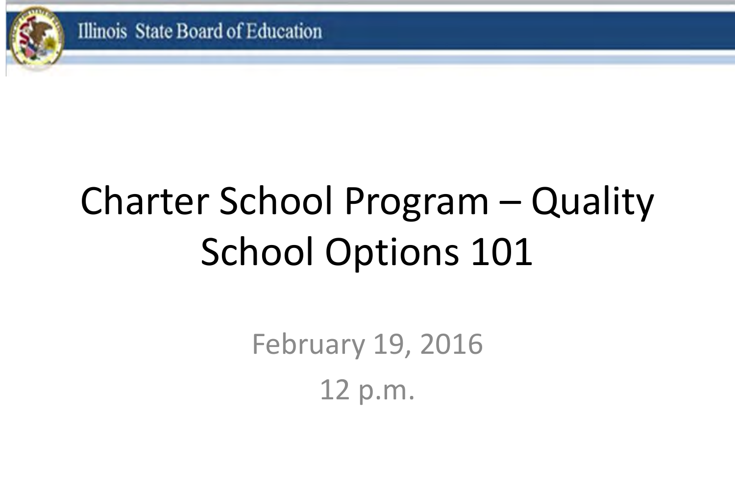Illinois State Board of Education

# Charter School Program – Quality School Options 101

February 19, 2016

12 p.m.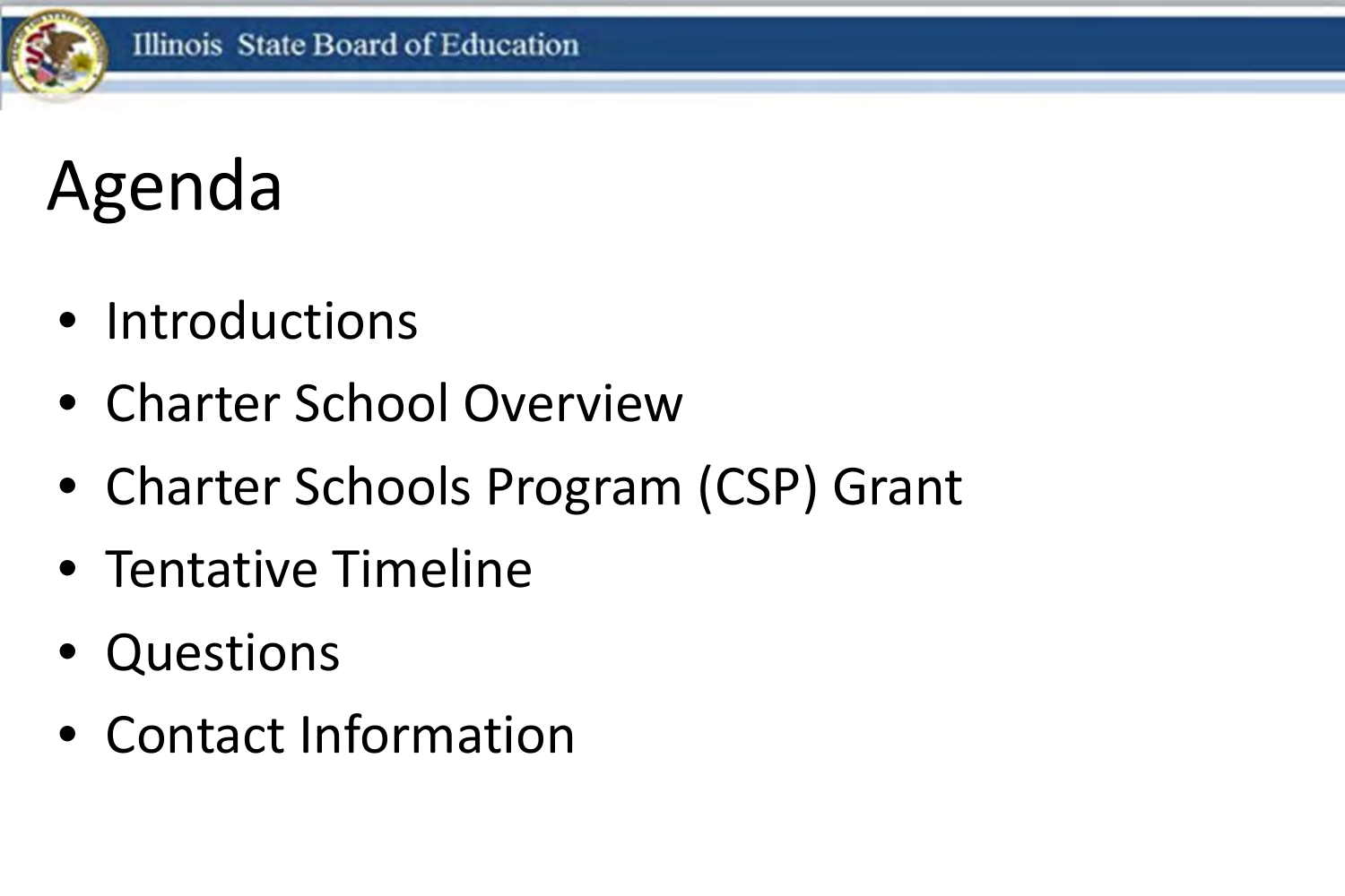# Agenda

- Introductions
- Charter School Overview
- Charter Schools Program (CSP) Grant
- Tentative Timeline
- Questions
- Contact Information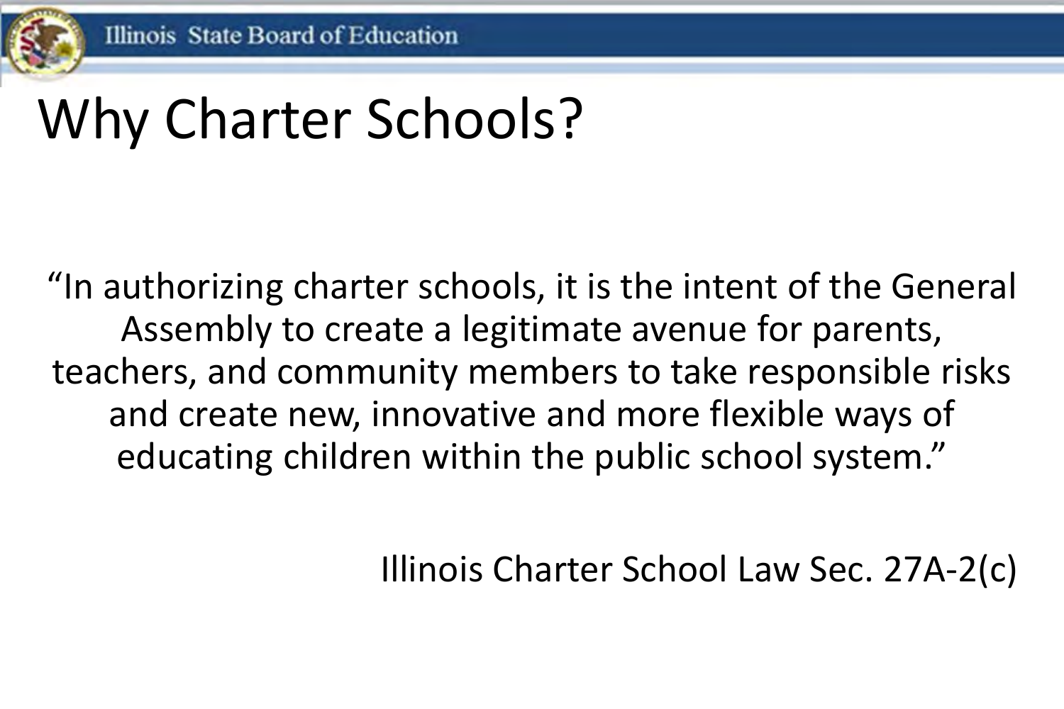# Why Charter Schools?

"In authorizing charter schools, it is the intent of the General Assembly to create a legitimate avenue for parents, teachers, and community members to take responsible risks and create new, innovative and more flexible ways of educating children within the public school system."

Illinois Charter School Law Sec. 27A-2(c)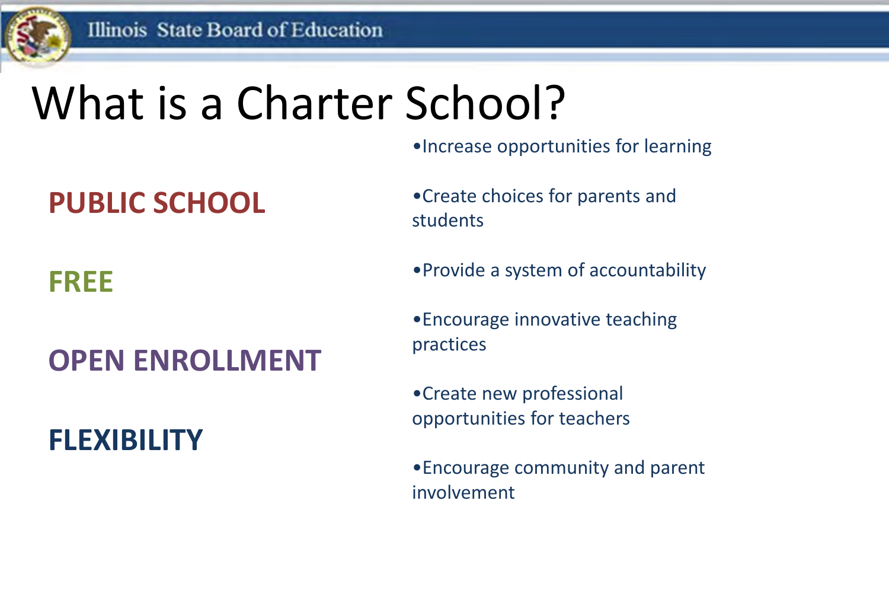# What is a Charter School?

**PUBLIC SCHOOL**

**FREE**

**OPEN ENROLLMENT**

**FLEXIBILITY**

- Increase opportunities for learning
- Create choices for parents and students
- Provide a system of accountability
- Encourage innovative teaching practices
- Create new professional opportunities for teachers
- Encourage community and parent involvement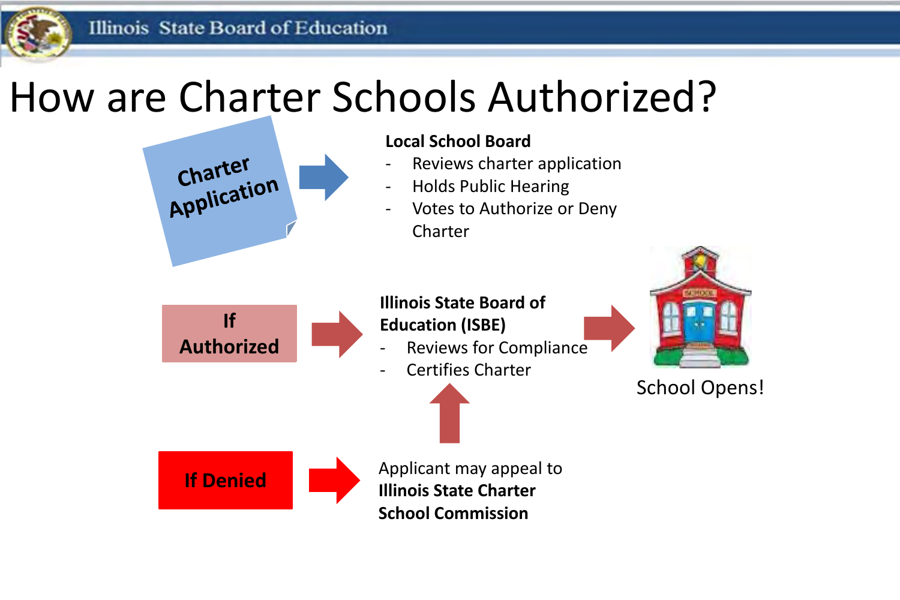# How are Charter Schools Authorized?

**Charter Application**

**Local School Board**

- Reviews charter application
- Holds Public Hearing
- Votes to Authorize or Deny Charter

**If Authorized**

**Illinois State Board of Education (ISBE)**

- Reviews for Compliance
- Certifies Charter

School Opens!

**If Denied**

Applicant may appeal to **Illinois State Charter School Commission**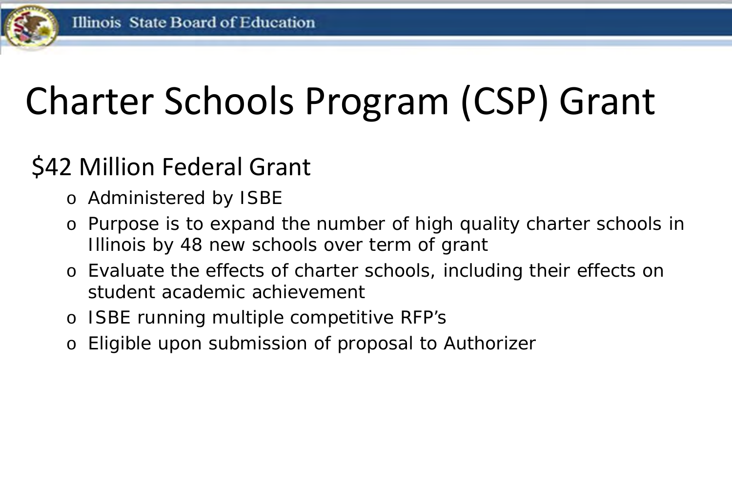# Charter Schools Program (CSP) Grant

## $42 Million Federal Grant

- Administered by ISBE
- Purpose is to expand the number of high quality charter schools in Illinois by 48 new schools over term of grant
- Evaluate the effects of charter schools, including their effects on student academic achievement
- ISBE running multiple competitive RFP's
- Eligible upon submission of proposal to Authorizer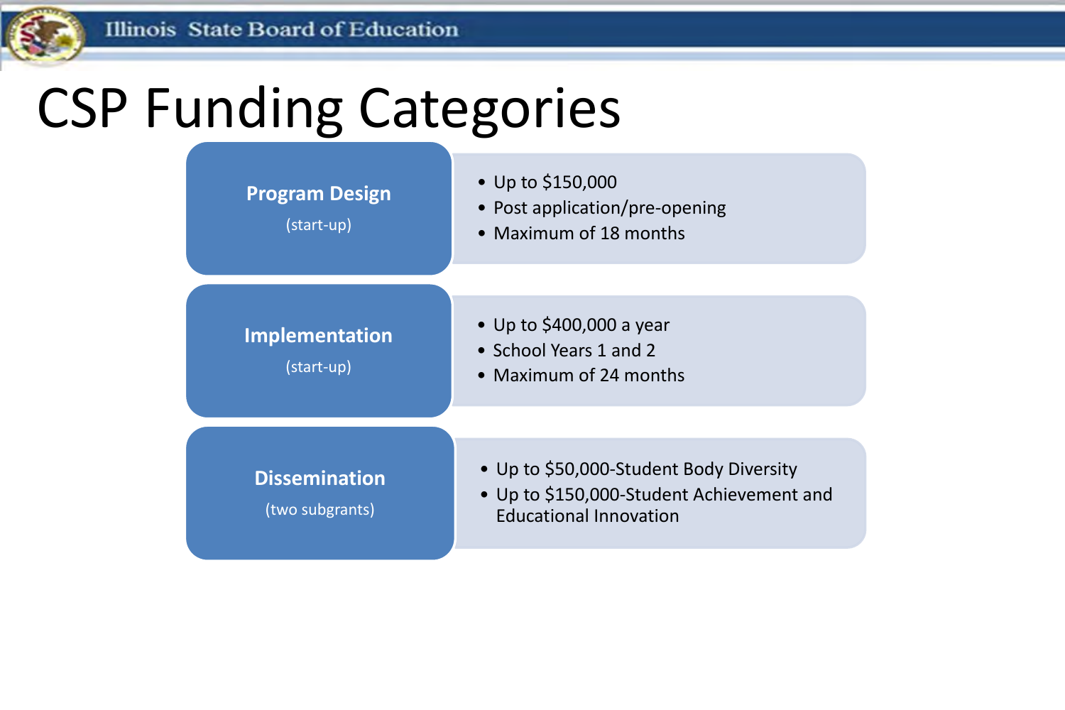# CSP Funding Categories

| Category | Details |
| --- | --- |
| **Program Design** (start-up) | • Up to $150,000<br>• Post application/pre-opening<br>• Maximum of 18 months |
| **Implementation** (start-up) | • Up to $400,000 a year<br>• School Years 1 and 2<br>• Maximum of 24 months |
| **Dissemination** (two subgrants) | • Up to $50,000-Student Body Diversity<br>• Up to $150,000-Student Achievement and Educational Innovation |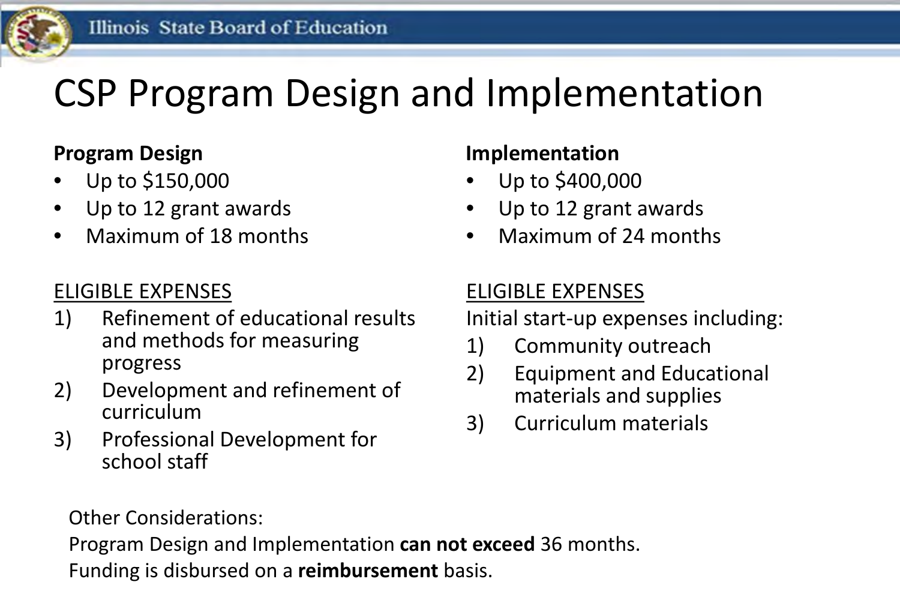# CSP Program Design and Implementation

## Program Design

- Up to $150,000
- Up to 12 grant awards
- Maximum of 18 months

ELIGIBLE EXPENSES

1) Refinement of educational results and methods for measuring progress
2) Development and refinement of curriculum
3) Professional Development for school staff

## Implementation

- Up to $400,000
- Up to 12 grant awards
- Maximum of 24 months

ELIGIBLE EXPENSES

Initial start-up expenses including:

1) Community outreach
2) Equipment and Educational materials and supplies
3) Curriculum materials

Other Considerations:

Program Design and Implementation **can not exceed** 36 months.

Funding is disbursed on a **reimbursement** basis.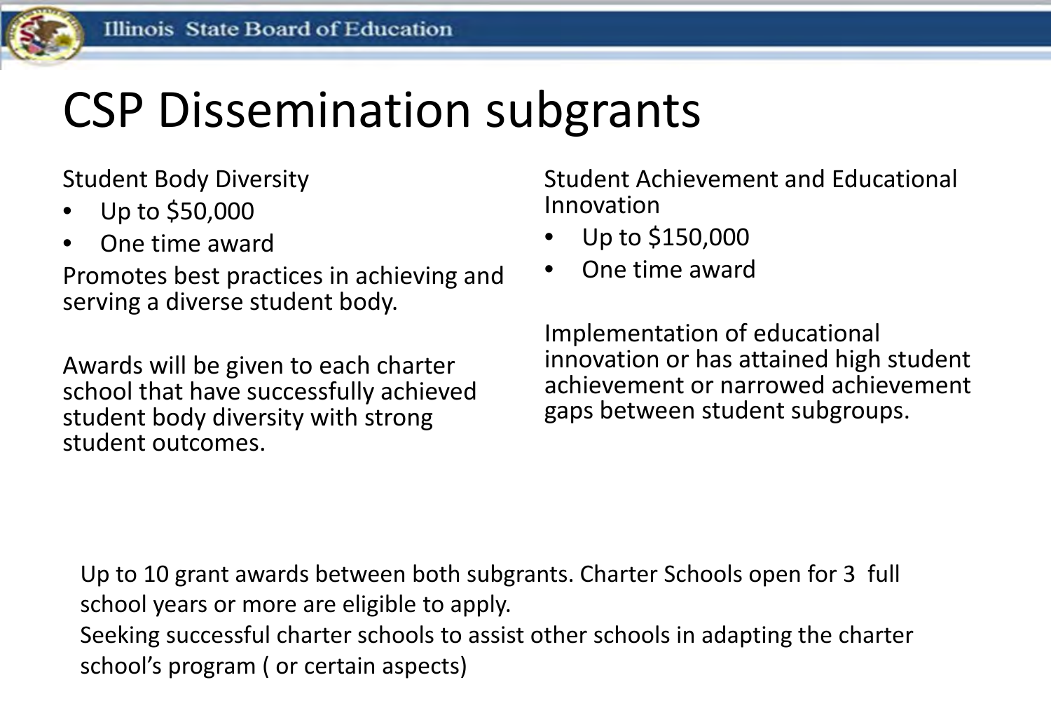# CSP Dissemination subgrants

Student Body Diversity

- Up to $50,000
- One time award

Promotes best practices in achieving and serving a diverse student body.

Awards will be given to each charter school that have successfully achieved student body diversity with strong student outcomes.

Student Achievement and Educational Innovation

- Up to $150,000
- One time award

Implementation of educational innovation or has attained high student achievement or narrowed achievement gaps between student subgroups.

Up to 10 grant awards between both subgrants. Charter Schools open for 3 full school years or more are eligible to apply.
Seeking successful charter schools to assist other schools in adapting the charter school's program ( or certain aspects)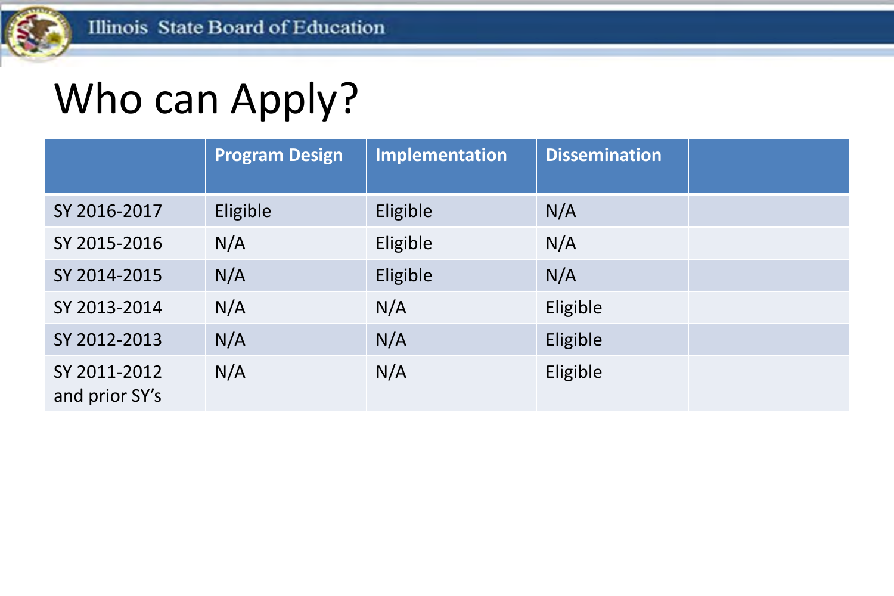# Who can Apply?

| | Program Design | Implementation | Dissemination | |
|---|---|---|---|---|
| SY 2016-2017 | Eligible | Eligible | N/A | |
| SY 2015-2016 | N/A | Eligible | N/A | |
| SY 2014-2015 | N/A | Eligible | N/A | |
| SY 2013-2014 | N/A | N/A | Eligible | |
| SY 2012-2013 | N/A | N/A | Eligible | |
| SY 2011-2012 and prior SY's | N/A | N/A | Eligible | |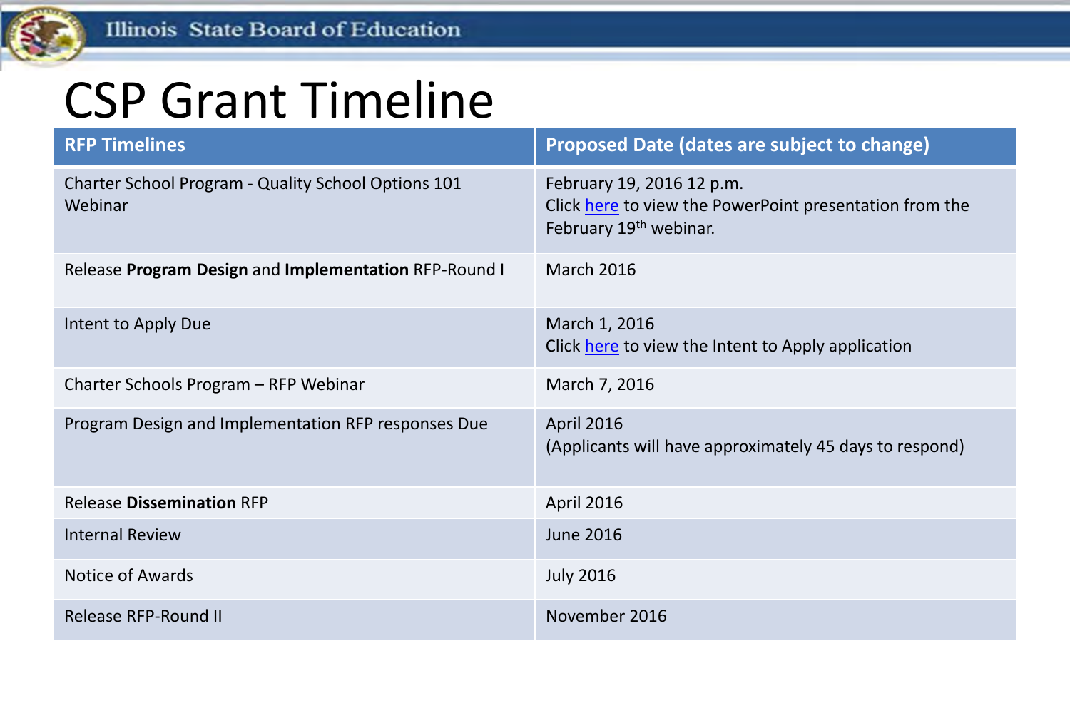# CSP Grant Timeline

| RFP Timelines | Proposed Date (dates are subject to change) |
|---|---|
| Charter School Program - Quality School Options 101 Webinar | February 19, 2016 12 p.m.<br>Click here to view the PowerPoint presentation from the February 19th webinar. |
| Release **Program Design** and **Implementation** RFP-Round I | March 2016 |
| Intent to Apply Due | March 1, 2016<br>Click here to view the Intent to Apply application |
| Charter Schools Program – RFP Webinar | March 7, 2016 |
| Program Design and Implementation RFP responses Due | April 2016<br>(Applicants will have approximately 45 days to respond) |
| Release **Dissemination** RFP | April 2016 |
| Internal Review | June 2016 |
| Notice of Awards | July 2016 |
| Release RFP-Round II | November 2016 |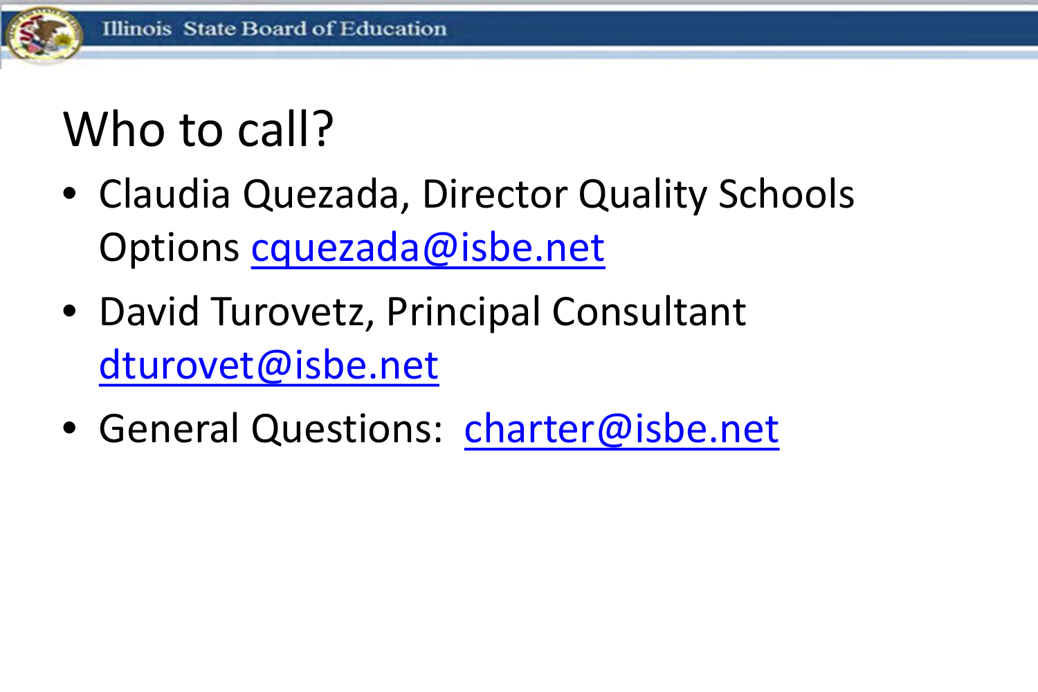# Who to call?

- Claudia Quezada, Director Quality Schools Options cquezada@isbe.net
- David Turovetz, Principal Consultant dturovet@isbe.net
- General Questions: charter@isbe.net